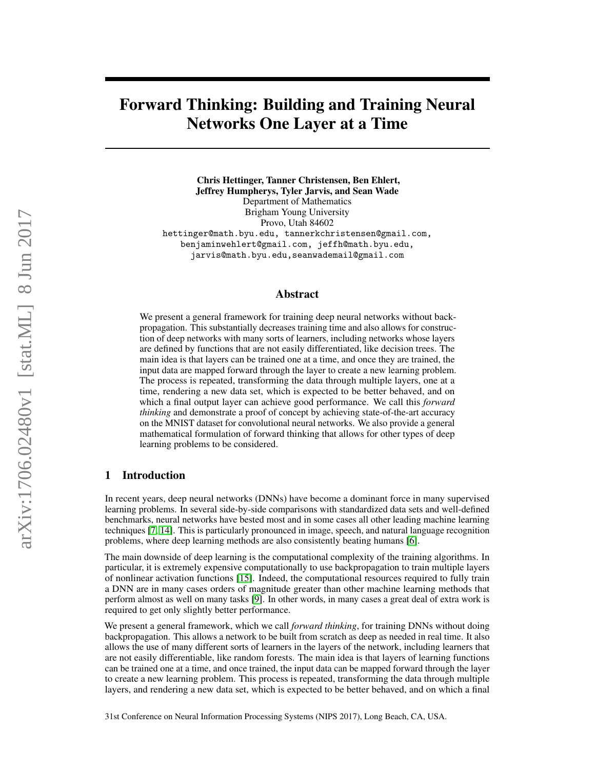# Forward Thinking: Building and Training Neural Networks One Layer at a Time

**Chris Hettinger, Tanner Christensen, Ben Ehlert, Jeffrey Humpherys, Tyler Jarvis, and Sean Wade**
Department of Mathematics
Brigham Young University
Provo, Utah 84602
hettinger@math.byu.edu, tannerkchristensen@gmail.com,
benjaminwehlert@gmail.com, jeffh@math.byu.edu,
jarvis@math.byu.edu,seanwademail@gmail.com

## Abstract

We present a general framework for training deep neural networks without backpropagation. This substantially decreases training time and also allows for construction of deep networks with many sorts of learners, including networks whose layers are defined by functions that are not easily differentiated, like decision trees. The main idea is that layers can be trained one at a time, and once they are trained, the input data are mapped forward through the layer to create a new learning problem. The process is repeated, transforming the data through multiple layers, one at a time, rendering a new data set, which is expected to be better behaved, and on which a final output layer can achieve good performance. We call this *forward thinking* and demonstrate a proof of concept by achieving state-of-the-art accuracy on the MNIST dataset for convolutional neural networks. We also provide a general mathematical formulation of forward thinking that allows for other types of deep learning problems to be considered.

## 1 Introduction

In recent years, deep neural networks (DNNs) have become a dominant force in many supervised learning problems. In several side-by-side comparisons with standardized data sets and well-defined benchmarks, neural networks have bested most and in some cases all other leading machine learning techniques [7, 14]. This is particularly pronounced in image, speech, and natural language recognition problems, where deep learning methods are also consistently beating humans [6].

The main downside of deep learning is the computational complexity of the training algorithms. In particular, it is extremely expensive computationally to use backpropagation to train multiple layers of nonlinear activation functions [15]. Indeed, the computational resources required to fully train a DNN are in many cases orders of magnitude greater than other machine learning methods that perform almost as well on many tasks [9]. In other words, in many cases a great deal of extra work is required to get only slightly better performance.

We present a general framework, which we call *forward thinking*, for training DNNs without doing backpropagation. This allows a network to be built from scratch as deep as needed in real time. It also allows the use of many different sorts of learners in the layers of the network, including learners that are not easily differentiable, like random forests. The main idea is that layers of learning functions can be trained one at a time, and once trained, the input data can be mapped forward through the layer to create a new learning problem. This process is repeated, transforming the data through multiple layers, and rendering a new data set, which is expected to be better behaved, and on which a final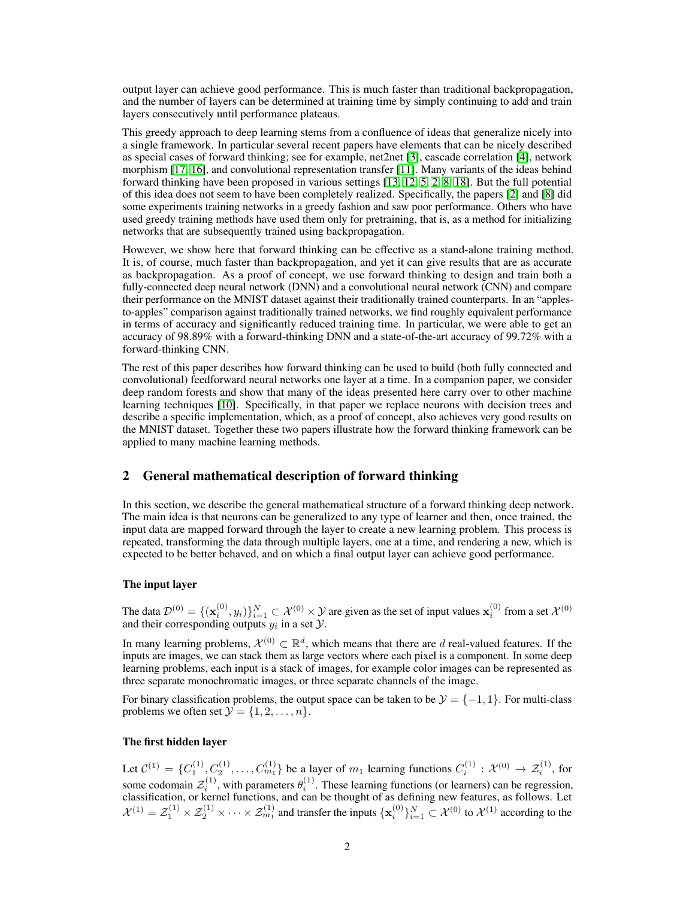output layer can achieve good performance. This is much faster than traditional backpropagation, and the number of layers can be determined at training time by simply continuing to add and train layers consecutively until performance plateaus.

This greedy approach to deep learning stems from a confluence of ideas that generalize nicely into a single framework. In particular several recent papers have elements that can be nicely described as special cases of forward thinking; see for example, net2net [3], cascade correlation [4], network morphism [17, 16], and convolutional representation transfer [11]. Many variants of the ideas behind forward thinking have been proposed in various settings [13, 12, 5, 2, 8, 18]. But the full potential of this idea does not seem to have been completely realized. Specifically, the papers [2] and [8] did some experiments training networks in a greedy fashion and saw poor performance. Others who have used greedy training methods have used them only for pretraining, that is, as a method for initializing networks that are subsequently trained using backpropagation.

However, we show here that forward thinking can be effective as a stand-alone training method. It is, of course, much faster than backpropagation, and yet it can give results that are as accurate as backpropagation. As a proof of concept, we use forward thinking to design and train both a fully-connected deep neural network (DNN) and a convolutional neural network (CNN) and compare their performance on the MNIST dataset against their traditionally trained counterparts. In an "apples-to-apples" comparison against traditionally trained networks, we find roughly equivalent performance in terms of accuracy and significantly reduced training time. In particular, we were able to get an accuracy of 98.89% with a forward-thinking DNN and a state-of-the-art accuracy of 99.72% with a forward-thinking CNN.

The rest of this paper describes how forward thinking can be used to build (both fully connected and convolutional) feedforward neural networks one layer at a time. In a companion paper, we consider deep random forests and show that many of the ideas presented here carry over to other machine learning techniques [10]. Specifically, in that paper we replace neurons with decision trees and describe a specific implementation, which, as a proof of concept, also achieves very good results on the MNIST dataset. Together these two papers illustrate how the forward thinking framework can be applied to many machine learning methods.

## 2 General mathematical description of forward thinking

In this section, we describe the general mathematical structure of a forward thinking deep network. The main idea is that neurons can be generalized to any type of learner and then, once trained, the input data are mapped forward through the layer to create a new learning problem. This process is repeated, transforming the data through multiple layers, one at a time, and rendering a new, which is expected to be better behaved, and on which a final output layer can achieve good performance.

### The input layer

The data $\mathcal{D}^{(0)} = \{(\mathbf{x}_i^{(0)}, y_i)\}_{i=1}^N \subset \mathcal{X}^{(0)} \times \mathcal{Y}$ are given as the set of input values $\mathbf{x}_i^{(0)}$ from a set $\mathcal{X}^{(0)}$ and their corresponding outputs $y_i$ in a set $\mathcal{Y}$.

In many learning problems, $\mathcal{X}^{(0)} \subset \mathbb{R}^d$, which means that there are $d$ real-valued features. If the inputs are images, we can stack them as large vectors where each pixel is a component. In some deep learning problems, each input is a stack of images, for example color images can be represented as three separate monochromatic images, or three separate channels of the image.

For binary classification problems, the output space can be taken to be $\mathcal{Y} = \{-1, 1\}$. For multi-class problems we often set $\mathcal{Y} = \{1, 2, \ldots, n\}$.

### The first hidden layer

Let $\mathcal{C}^{(1)} = \{C_1^{(1)}, C_2^{(1)}, \ldots, C_{m_1}^{(1)}\}$ be a layer of $m_1$ learning functions $C_i^{(1)} : \mathcal{X}^{(0)} \to \mathcal{Z}_i^{(1)}$, for some codomain $\mathcal{Z}_i^{(1)}$, with parameters $\theta_i^{(1)}$. These learning functions (or learners) can be regression, classification, or kernel functions, and can be thought of as defining new features, as follows. Let $\mathcal{X}^{(1)} = \mathcal{Z}_1^{(1)} \times \mathcal{Z}_2^{(1)} \times \cdots \times \mathcal{Z}_{m_1}^{(1)}$ and transfer the inputs $\{\mathbf{x}_i^{(0)}\}_{i=1}^N \subset \mathcal{X}^{(0)}$ to $\mathcal{X}^{(1)}$ according to the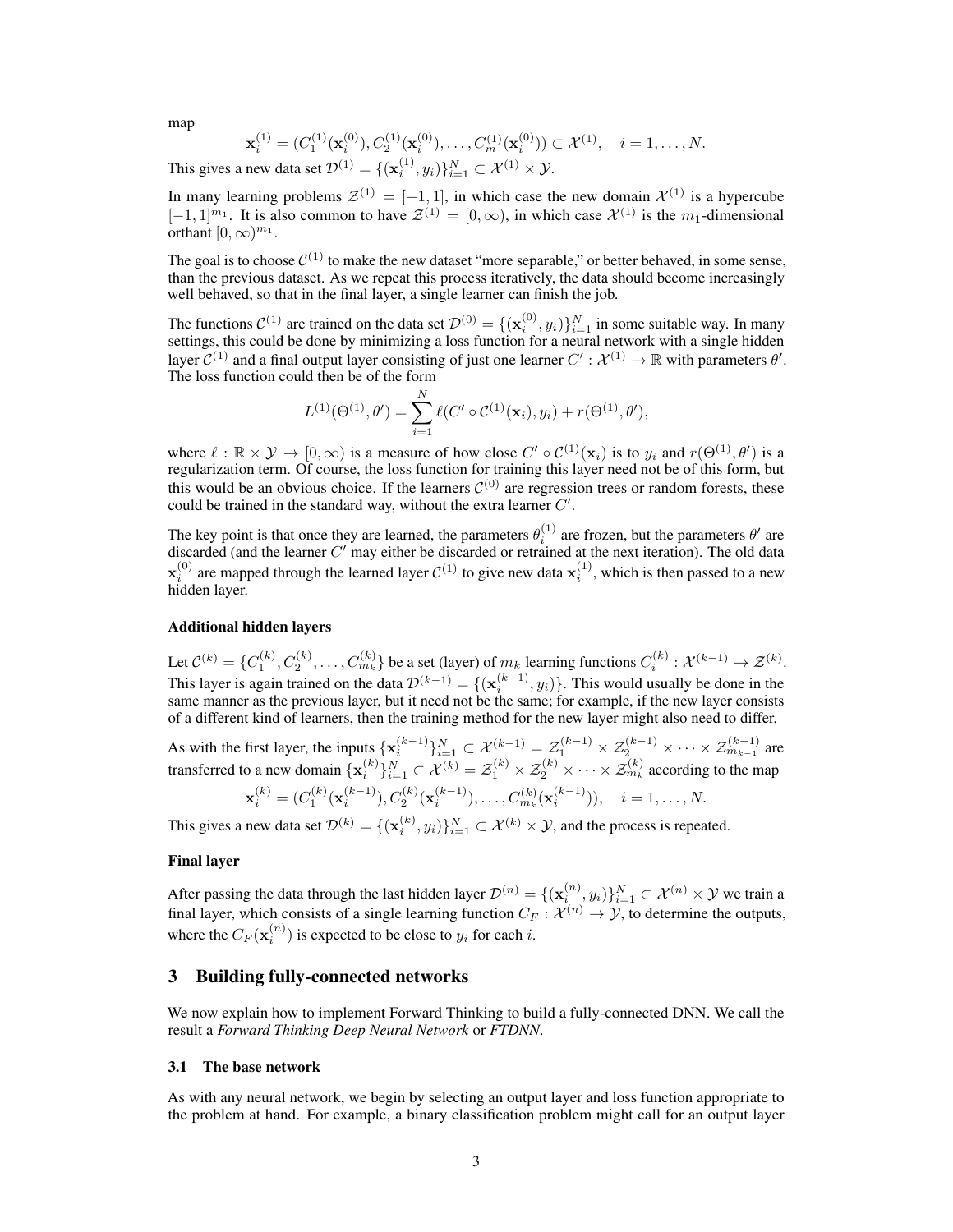map

$$\mathbf{x}_i^{(1)} = (C_1^{(1)}(\mathbf{x}_i^{(0)}), C_2^{(1)}(\mathbf{x}_i^{(0)}), \ldots, C_m^{(1)}(\mathbf{x}_i^{(0)})) \subset \mathcal{X}^{(1)}, \quad i = 1, \ldots, N.$$

This gives a new data set $\mathcal{D}^{(1)} = \{(\mathbf{x}_i^{(1)}, y_i)\}_{i=1}^N \subset \mathcal{X}^{(1)} \times \mathcal{Y}$.

In many learning problems $\mathcal{Z}^{(1)} = [-1, 1]$, in which case the new domain $\mathcal{X}^{(1)}$ is a hypercube $[-1, 1]^{m_1}$. It is also common to have $\mathcal{Z}^{(1)} = [0, \infty)$, in which case $\mathcal{X}^{(1)}$ is the $m_1$-dimensional orthant $[0, \infty)^{m_1}$.

The goal is to choose $\mathcal{C}^{(1)}$ to make the new dataset "more separable," or better behaved, in some sense, than the previous dataset. As we repeat this process iteratively, the data should become increasingly well behaved, so that in the final layer, a single learner can finish the job.

The functions $\mathcal{C}^{(1)}$ are trained on the data set $\mathcal{D}^{(0)} = \{(\mathbf{x}_i^{(0)}, y_i)\}_{i=1}^N$ in some suitable way. In many settings, this could be done by minimizing a loss function for a neural network with a single hidden layer $\mathcal{C}^{(1)}$ and a final output layer consisting of just one learner $C' : \mathcal{X}^{(1)} \to \mathbb{R}$ with parameters $\theta'$. The loss function could then be of the form

$$L^{(1)}(\Theta^{(1)}, \theta') = \sum_{i=1}^N \ell(C' \circ \mathcal{C}^{(1)}(\mathbf{x}_i), y_i) + r(\Theta^{(1)}, \theta'),$$

where $\ell : \mathbb{R} \times \mathcal{Y} \to [0, \infty)$ is a measure of how close $C' \circ \mathcal{C}^{(1)}(\mathbf{x}_i)$ is to $y_i$ and $r(\Theta^{(1)}, \theta')$ is a regularization term. Of course, the loss function for training this layer need not be of this form, but this would be an obvious choice. If the learners $\mathcal{C}^{(0)}$ are regression trees or random forests, these could be trained in the standard way, without the extra learner $C'$.

The key point is that once they are learned, the parameters $\theta_i^{(1)}$ are frozen, but the parameters $\theta'$ are discarded (and the learner $C'$ may either be discarded or retrained at the next iteration). The old data $\mathbf{x}_i^{(0)}$ are mapped through the learned layer $\mathcal{C}^{(1)}$ to give new data $\mathbf{x}_i^{(1)}$, which is then passed to a new hidden layer.

**Additional hidden layers**

Let $\mathcal{C}^{(k)} = \{C_1^{(k)}, C_2^{(k)}, \ldots, C_{m_k}^{(k)}\}$ be a set (layer) of $m_k$ learning functions $C_i^{(k)} : \mathcal{X}^{(k-1)} \to \mathcal{Z}^{(k)}$. This layer is again trained on the data $\mathcal{D}^{(k-1)} = \{(\mathbf{x}_i^{(k-1)}, y_i)\}$. This would usually be done in the same manner as the previous layer, but it need not be the same; for example, if the new layer consists of a different kind of learners, then the training method for the new layer might also need to differ.

As with the first layer, the inputs $\{\mathbf{x}_i^{(k-1)}\}_{i=1}^N \subset \mathcal{X}^{(k-1)} = \mathcal{Z}_1^{(k-1)} \times \mathcal{Z}_2^{(k-1)} \times \cdots \times \mathcal{Z}_{m_{k-1}}^{(k-1)}$ are transferred to a new domain $\{\mathbf{x}_i^{(k)}\}_{i=1}^N \subset \mathcal{X}^{(k)} = \mathcal{Z}_1^{(k)} \times \mathcal{Z}_2^{(k)} \times \cdots \times \mathcal{Z}_{m_k}^{(k)}$ according to the map

$$\mathbf{x}_i^{(k)} = (C_1^{(k)}(\mathbf{x}_i^{(k-1)}), C_2^{(k)}(\mathbf{x}_i^{(k-1)}), \ldots, C_{m_k}^{(k)}(\mathbf{x}_i^{(k-1)})), \quad i = 1, \ldots, N.$$

This gives a new data set $\mathcal{D}^{(k)} = \{(\mathbf{x}_i^{(k)}, y_i)\}_{i=1}^N \subset \mathcal{X}^{(k)} \times \mathcal{Y}$, and the process is repeated.

**Final layer**

After passing the data through the last hidden layer $\mathcal{D}^{(n)} = \{(\mathbf{x}_i^{(n)}, y_i)\}_{i=1}^N \subset \mathcal{X}^{(n)} \times \mathcal{Y}$ we train a final layer, which consists of a single learning function $C_F : \mathcal{X}^{(n)} \to \mathcal{Y}$, to determine the outputs, where the $C_F(\mathbf{x}_i^{(n)})$ is expected to be close to $y_i$ for each $i$.

## 3 Building fully-connected networks

We now explain how to implement Forward Thinking to build a fully-connected DNN. We call the result a *Forward Thinking Deep Neural Network* or *FTDNN*.

### 3.1 The base network

As with any neural network, we begin by selecting an output layer and loss function appropriate to the problem at hand. For example, a binary classification problem might call for an output layer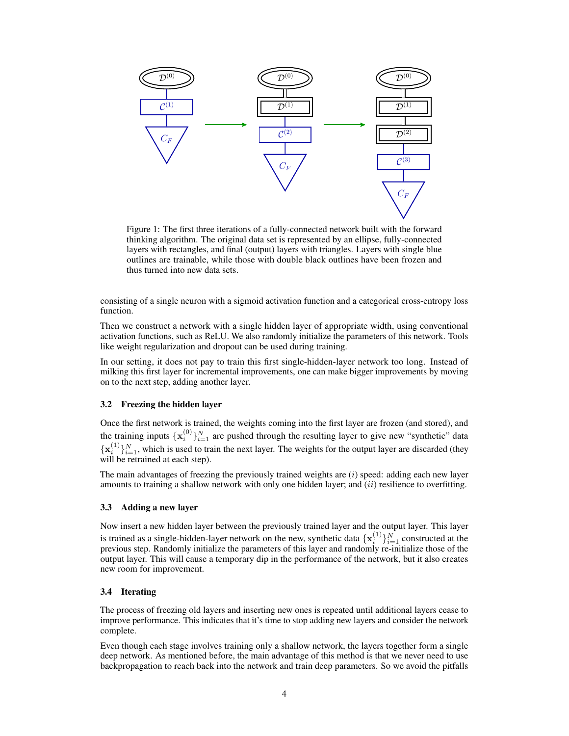Figure 1: The first three iterations of a fully-connected network built with the forward thinking algorithm. The original data set is represented by an ellipse, fully-connected layers with rectangles, and final (output) layers with triangles. Layers with single blue outlines are trainable, while those with double black outlines have been frozen and thus turned into new data sets.

consisting of a single neuron with a sigmoid activation function and a categorical cross-entropy loss function.

Then we construct a network with a single hidden layer of appropriate width, using conventional activation functions, such as ReLU. We also randomly initialize the parameters of this network. Tools like weight regularization and dropout can be used during training.

In our setting, it does not pay to train this first single-hidden-layer network too long. Instead of milking this first layer for incremental improvements, one can make bigger improvements by moving on to the next step, adding another layer.

### 3.2 Freezing the hidden layer

Once the first network is trained, the weights coming into the first layer are frozen (and stored), and the training inputs $\{\mathbf{x}_i^{(0)}\}_{i=1}^N$ are pushed through the resulting layer to give new "synthetic" data $\{\mathbf{x}_i^{(1)}\}_{i=1}^N$, which is used to train the next layer. The weights for the output layer are discarded (they will be retrained at each step).

The main advantages of freezing the previously trained weights are $(i)$ speed: adding each new layer amounts to training a shallow network with only one hidden layer; and $(ii)$ resilience to overfitting.

### 3.3 Adding a new layer

Now insert a new hidden layer between the previously trained layer and the output layer. This layer is trained as a single-hidden-layer network on the new, synthetic data $\{\mathbf{x}_i^{(1)}\}_{i=1}^N$ constructed at the previous step. Randomly initialize the parameters of this layer and randomly re-initialize those of the output layer. This will cause a temporary dip in the performance of the network, but it also creates new room for improvement.

### 3.4 Iterating

The process of freezing old layers and inserting new ones is repeated until additional layers cease to improve performance. This indicates that it's time to stop adding new layers and consider the network complete.

Even though each stage involves training only a shallow network, the layers together form a single deep network. As mentioned before, the main advantage of this method is that we never need to use backpropagation to reach back into the network and train deep parameters. So we avoid the pitfalls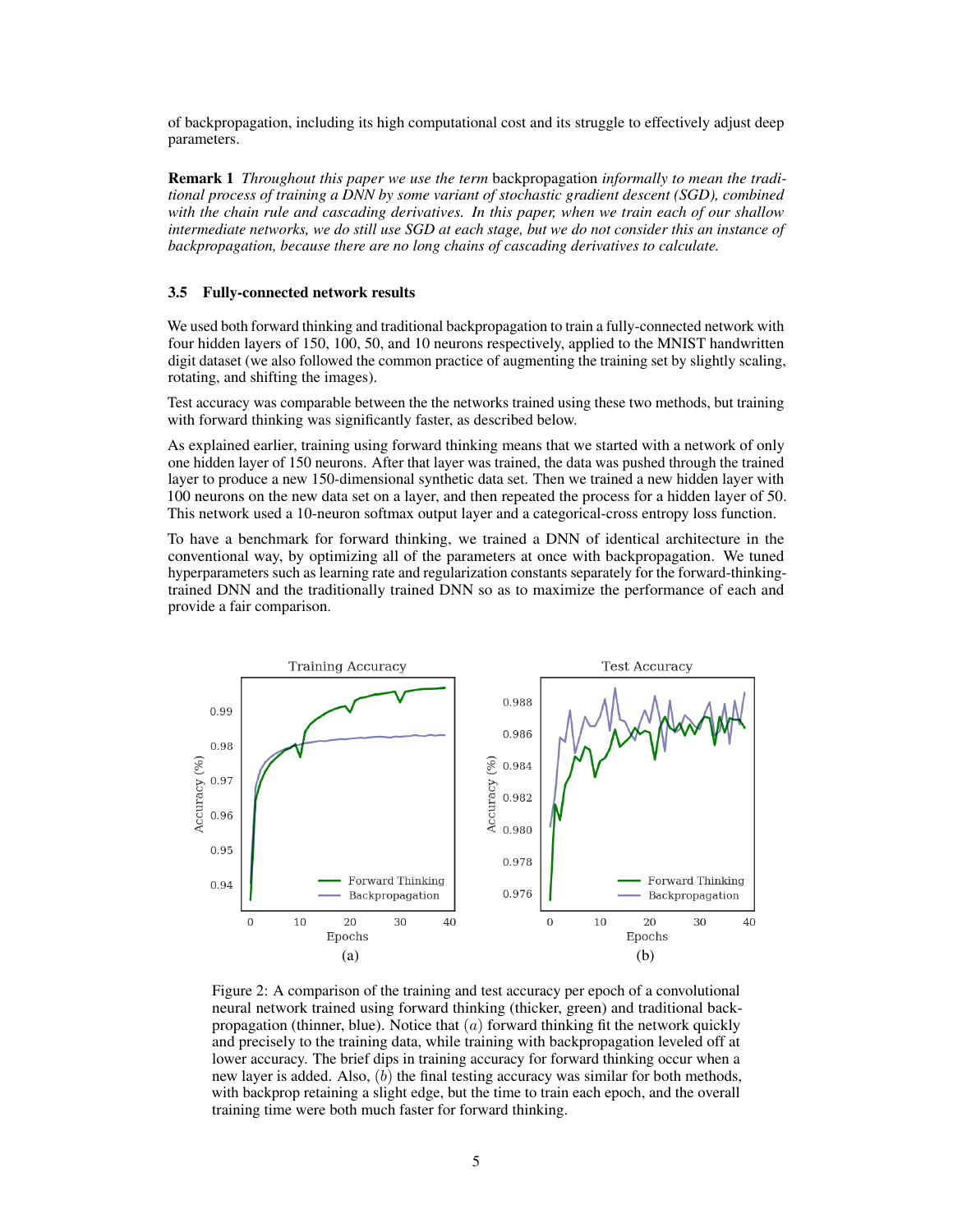of backpropagation, including its high computational cost and its struggle to effectively adjust deep parameters.

**Remark 1** *Throughout this paper we use the term* backpropagation *informally to mean the traditional process of training a DNN by some variant of stochastic gradient descent (SGD), combined with the chain rule and cascading derivatives. In this paper, when we train each of our shallow intermediate networks, we do still use SGD at each stage, but we do not consider this an instance of backpropagation, because there are no long chains of cascading derivatives to calculate.*

### 3.5 Fully-connected network results

We used both forward thinking and traditional backpropagation to train a fully-connected network with four hidden layers of 150, 100, 50, and 10 neurons respectively, applied to the MNIST handwritten digit dataset (we also followed the common practice of augmenting the training set by slightly scaling, rotating, and shifting the images).

Test accuracy was comparable between the the networks trained using these two methods, but training with forward thinking was significantly faster, as described below.

As explained earlier, training using forward thinking means that we started with a network of only one hidden layer of 150 neurons. After that layer was trained, the data was pushed through the trained layer to produce a new 150-dimensional synthetic data set. Then we trained a new hidden layer with 100 neurons on the new data set on a layer, and then repeated the process for a hidden layer of 50. This network used a 10-neuron softmax output layer and a categorical-cross entropy loss function.

To have a benchmark for forward thinking, we trained a DNN of identical architecture in the conventional way, by optimizing all of the parameters at once with backpropagation. We tuned hyperparameters such as learning rate and regularization constants separately for the forward-thinking-trained DNN and the traditionally trained DNN so as to maximize the performance of each and provide a fair comparison.

Figure 2: A comparison of the training and test accuracy per epoch of a convolutional neural network trained using forward thinking (thicker, green) and traditional backpropagation (thinner, blue). Notice that $(a)$ forward thinking fit the network quickly and precisely to the training data, while training with backpropagation leveled off at lower accuracy. The brief dips in training accuracy for forward thinking occur when a new layer is added. Also, $(b)$ the final testing accuracy was similar for both methods, with backprop retaining a slight edge, but the time to train each epoch, and the overall training time were both much faster for forward thinking.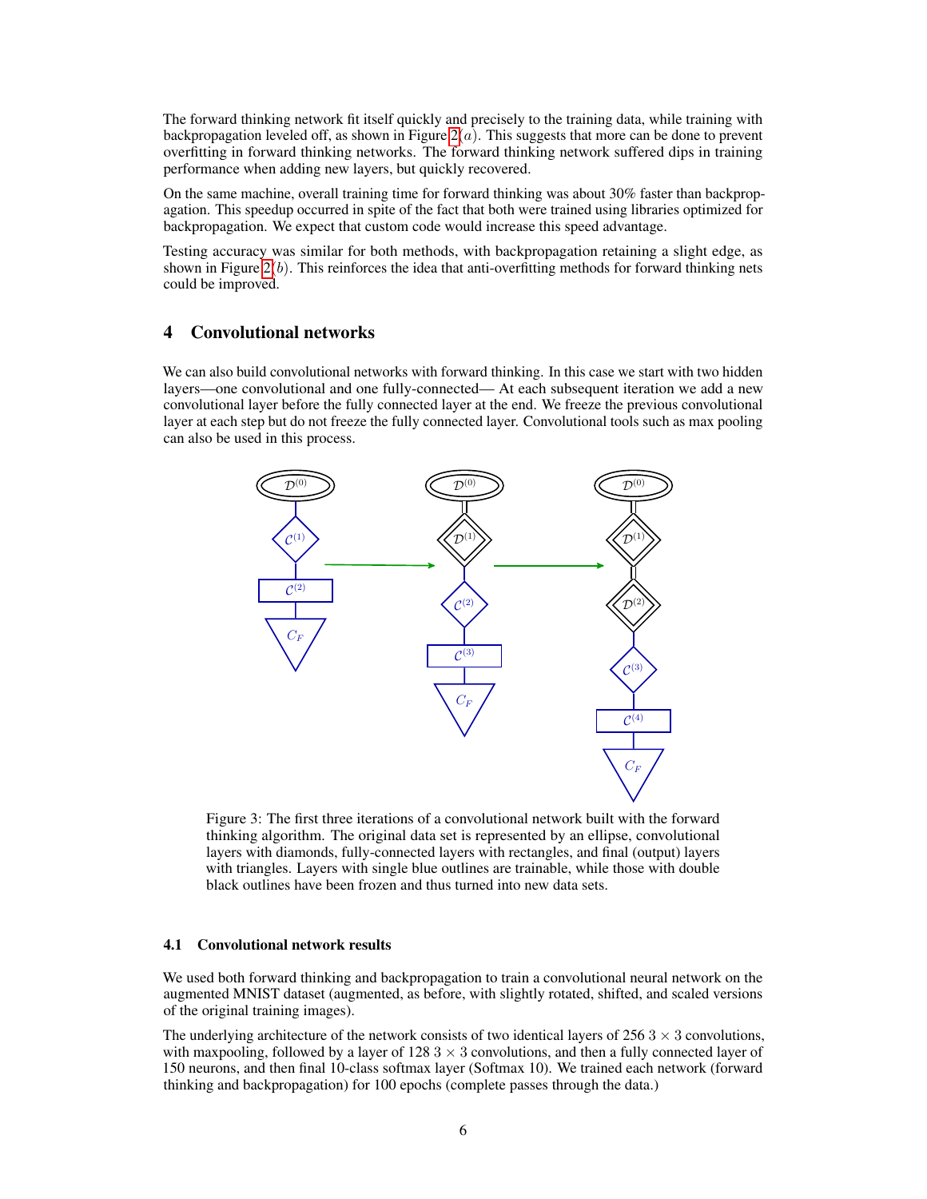The forward thinking network fit itself quickly and precisely to the training data, while training with backpropagation leveled off, as shown in Figure 2($a$). This suggests that more can be done to prevent overfitting in forward thinking networks. The forward thinking network suffered dips in training performance when adding new layers, but quickly recovered.

On the same machine, overall training time for forward thinking was about 30% faster than backpropagation. This speedup occurred in spite of the fact that both were trained using libraries optimized for backpropagation. We expect that custom code would increase this speed advantage.

Testing accuracy was similar for both methods, with backpropagation retaining a slight edge, as shown in Figure 2($b$). This reinforces the idea that anti-overfitting methods for forward thinking nets could be improved.

## 4 Convolutional networks

We can also build convolutional networks with forward thinking. In this case we start with two hidden layers—one convolutional and one fully-connected— At each subsequent iteration we add a new convolutional layer before the fully connected layer at the end. We freeze the previous convolutional layer at each step but do not freeze the fully connected layer. Convolutional tools such as max pooling can also be used in this process.

Figure 3: The first three iterations of a convolutional network built with the forward thinking algorithm. The original data set is represented by an ellipse, convolutional layers with diamonds, fully-connected layers with rectangles, and final (output) layers with triangles. Layers with single blue outlines are trainable, while those with double black outlines have been frozen and thus turned into new data sets.

### 4.1 Convolutional network results

We used both forward thinking and backpropagation to train a convolutional neural network on the augmented MNIST dataset (augmented, as before, with slightly rotated, shifted, and scaled versions of the original training images).

The underlying architecture of the network consists of two identical layers of 256 $3 \times 3$ convolutions, with maxpooling, followed by a layer of 128 $3 \times 3$ convolutions, and then a fully connected layer of 150 neurons, and then final 10-class softmax layer (Softmax 10). We trained each network (forward thinking and backpropagation) for 100 epochs (complete passes through the data.)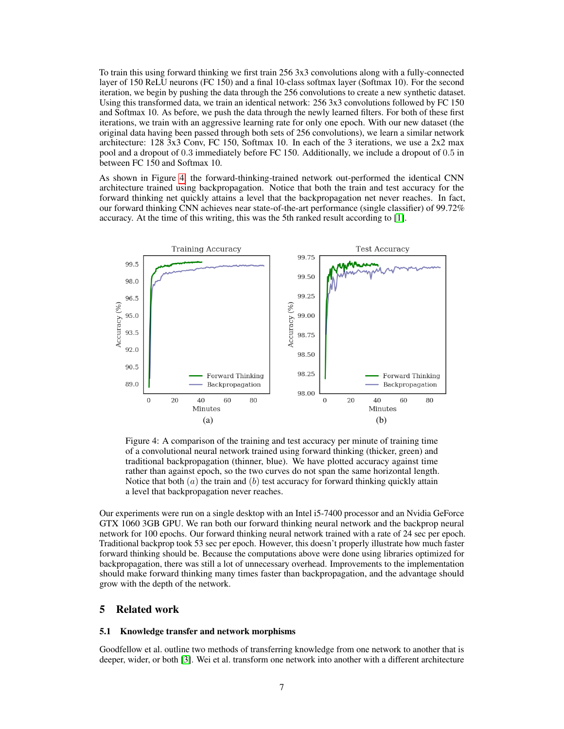To train this using forward thinking we first train 256 3x3 convolutions along with a fully-connected layer of 150 ReLU neurons (FC 150) and a final 10-class softmax layer (Softmax 10). For the second iteration, we begin by pushing the data through the 256 convolutions to create a new synthetic dataset. Using this transformed data, we train an identical network: 256 3x3 convolutions followed by FC 150 and Softmax 10. As before, we push the data through the newly learned filters. For both of these first iterations, we train with an aggressive learning rate for only one epoch. With our new dataset (the original data having been passed through both sets of 256 convolutions), we learn a similar network architecture: 128 3x3 Conv, FC 150, Softmax 10. In each of the 3 iterations, we use a 2x2 max pool and a dropout of 0.3 immediately before FC 150. Additionally, we include a dropout of 0.5 in between FC 150 and Softmax 10.

As shown in Figure 4, the forward-thinking-trained network out-performed the identical CNN architecture trained using backpropagation. Notice that both the train and test accuracy for the forward thinking net quickly attains a level that the backpropagation net never reaches. In fact, our forward thinking CNN achieves near state-of-the-art performance (single classifier) of 99.72% accuracy. At the time of this writing, this was the 5th ranked result according to [1].

Figure 4: A comparison of the training and test accuracy per minute of training time of a convolutional neural network trained using forward thinking (thicker, green) and traditional backpropagation (thinner, blue). We have plotted accuracy against time rather than against epoch, so the two curves do not span the same horizontal length. Notice that both $(a)$ the train and $(b)$ test accuracy for forward thinking quickly attain a level that backpropagation never reaches.

Our experiments were run on a single desktop with an Intel i5-7400 processor and an Nvidia GeForce GTX 1060 3GB GPU. We ran both our forward thinking neural network and the backprop neural network for 100 epochs. Our forward thinking neural network trained with a rate of 24 sec per epoch. Traditional backprop took 53 sec per epoch. However, this doesn't properly illustrate how much faster forward thinking should be. Because the computations above were done using libraries optimized for backpropagation, there was still a lot of unnecessary overhead. Improvements to the implementation should make forward thinking many times faster than backpropagation, and the advantage should grow with the depth of the network.

## 5 Related work

### 5.1 Knowledge transfer and network morphisms

Goodfellow et al. outline two methods of transferring knowledge from one network to another that is deeper, wider, or both [3]. Wei et al. transform one network into another with a different architecture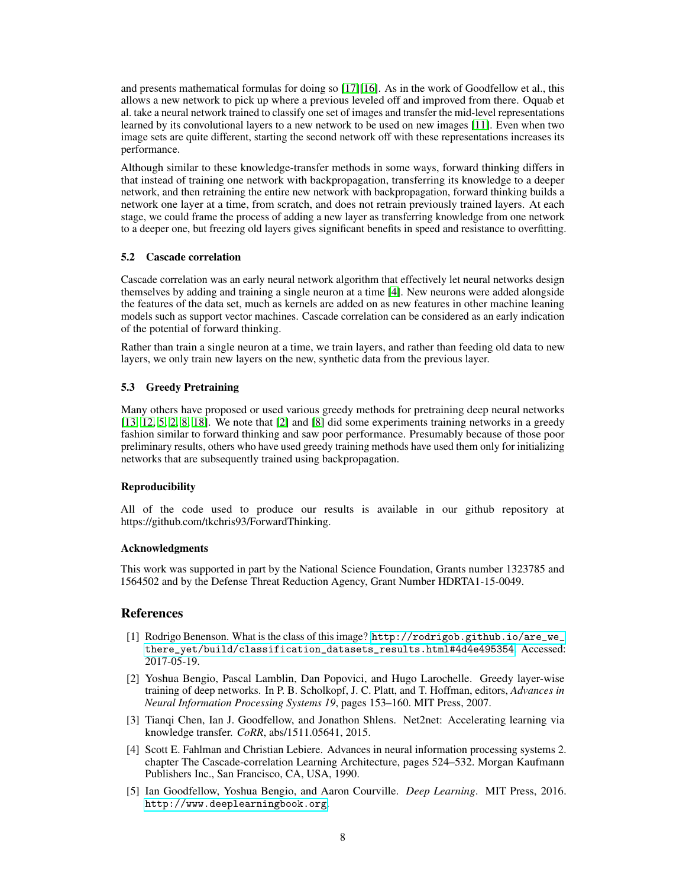and presents mathematical formulas for doing so [17][16]. As in the work of Goodfellow et al., this allows a new network to pick up where a previous leveled off and improved from there. Oquab et al. take a neural network trained to classify one set of images and transfer the mid-level representations learned by its convolutional layers to a new network to be used on new images [11]. Even when two image sets are quite different, starting the second network off with these representations increases its performance.

Although similar to these knowledge-transfer methods in some ways, forward thinking differs in that instead of training one network with backpropagation, transferring its knowledge to a deeper network, and then retraining the entire new network with backpropagation, forward thinking builds a network one layer at a time, from scratch, and does not retrain previously trained layers. At each stage, we could frame the process of adding a new layer as transferring knowledge from one network to a deeper one, but freezing old layers gives significant benefits in speed and resistance to overfitting.

### 5.2 Cascade correlation

Cascade correlation was an early neural network algorithm that effectively let neural networks design themselves by adding and training a single neuron at a time [4]. New neurons were added alongside the features of the data set, much as kernels are added on as new features in other machine leaning models such as support vector machines. Cascade correlation can be considered as an early indication of the potential of forward thinking.

Rather than train a single neuron at a time, we train layers, and rather than feeding old data to new layers, we only train new layers on the new, synthetic data from the previous layer.

### 5.3 Greedy Pretraining

Many others have proposed or used various greedy methods for pretraining deep neural networks [13, 12, 5, 2, 8, 18]. We note that [2] and [8] did some experiments training networks in a greedy fashion similar to forward thinking and saw poor performance. Presumably because of those poor preliminary results, others who have used greedy training methods have used them only for initializing networks that are subsequently trained using backpropagation.

#### Reproducibility

All of the code used to produce our results is available in our github repository at https://github.com/tkchris93/ForwardThinking.

#### Acknowledgments

This work was supported in part by the National Science Foundation, Grants number 1323785 and 1564502 and by the Defense Threat Reduction Agency, Grant Number HDRTA1-15-0049.

## References

[1] Rodrigo Benenson. What is the class of this image? http://rodrigob.github.io/are_we_there_yet/build/classification_datasets_results.html#4d4e495354. Accessed: 2017-05-19.

[2] Yoshua Bengio, Pascal Lamblin, Dan Popovici, and Hugo Larochelle. Greedy layer-wise training of deep networks. In P. B. Scholkopf, J. C. Platt, and T. Hoffman, editors, *Advances in Neural Information Processing Systems 19*, pages 153–160. MIT Press, 2007.

[3] Tianqi Chen, Ian J. Goodfellow, and Jonathon Shlens. Net2net: Accelerating learning via knowledge transfer. *CoRR*, abs/1511.05641, 2015.

[4] Scott E. Fahlman and Christian Lebiere. Advances in neural information processing systems 2. chapter The Cascade-correlation Learning Architecture, pages 524–532. Morgan Kaufmann Publishers Inc., San Francisco, CA, USA, 1990.

[5] Ian Goodfellow, Yoshua Bengio, and Aaron Courville. *Deep Learning*. MIT Press, 2016. http://www.deeplearningbook.org.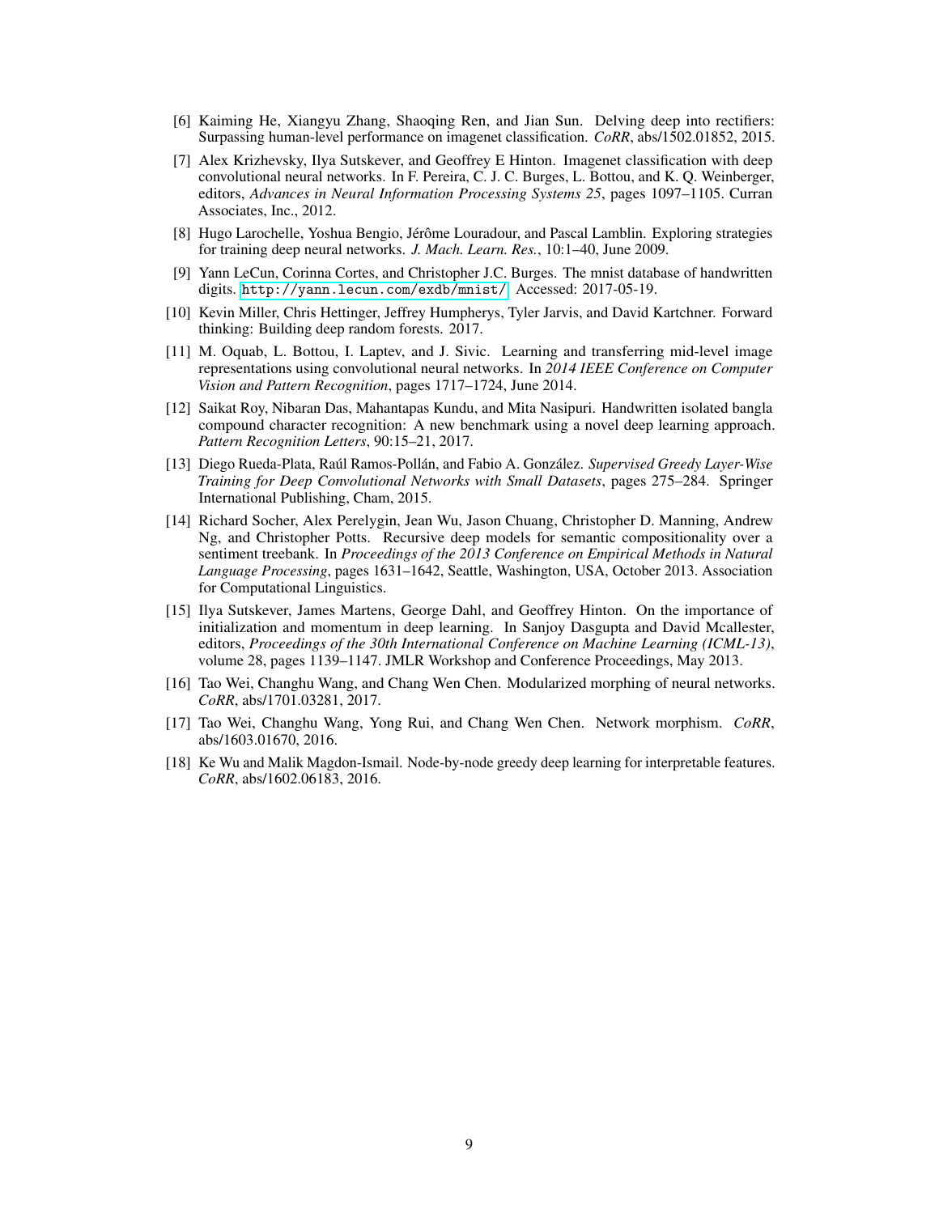[6] Kaiming He, Xiangyu Zhang, Shaoqing Ren, and Jian Sun. Delving deep into rectifiers: Surpassing human-level performance on imagenet classification. *CoRR*, abs/1502.01852, 2015.

[7] Alex Krizhevsky, Ilya Sutskever, and Geoffrey E Hinton. Imagenet classification with deep convolutional neural networks. In F. Pereira, C. J. C. Burges, L. Bottou, and K. Q. Weinberger, editors, *Advances in Neural Information Processing Systems 25*, pages 1097–1105. Curran Associates, Inc., 2012.

[8] Hugo Larochelle, Yoshua Bengio, Jérôme Louradour, and Pascal Lamblin. Exploring strategies for training deep neural networks. *J. Mach. Learn. Res.*, 10:1–40, June 2009.

[9] Yann LeCun, Corinna Cortes, and Christopher J.C. Burges. The mnist database of handwritten digits. `http://yann.lecun.com/exdb/mnist/`. Accessed: 2017-05-19.

[10] Kevin Miller, Chris Hettinger, Jeffrey Humpherys, Tyler Jarvis, and David Kartchner. Forward thinking: Building deep random forests. 2017.

[11] M. Oquab, L. Bottou, I. Laptev, and J. Sivic. Learning and transferring mid-level image representations using convolutional neural networks. In *2014 IEEE Conference on Computer Vision and Pattern Recognition*, pages 1717–1724, June 2014.

[12] Saikat Roy, Nibaran Das, Mahantapas Kundu, and Mita Nasipuri. Handwritten isolated bangla compound character recognition: A new benchmark using a novel deep learning approach. *Pattern Recognition Letters*, 90:15–21, 2017.

[13] Diego Rueda-Plata, Raúl Ramos-Pollán, and Fabio A. González. *Supervised Greedy Layer-Wise Training for Deep Convolutional Networks with Small Datasets*, pages 275–284. Springer International Publishing, Cham, 2015.

[14] Richard Socher, Alex Perelygin, Jean Wu, Jason Chuang, Christopher D. Manning, Andrew Ng, and Christopher Potts. Recursive deep models for semantic compositionality over a sentiment treebank. In *Proceedings of the 2013 Conference on Empirical Methods in Natural Language Processing*, pages 1631–1642, Seattle, Washington, USA, October 2013. Association for Computational Linguistics.

[15] Ilya Sutskever, James Martens, George Dahl, and Geoffrey Hinton. On the importance of initialization and momentum in deep learning. In Sanjoy Dasgupta and David Mcallester, editors, *Proceedings of the 30th International Conference on Machine Learning (ICML-13)*, volume 28, pages 1139–1147. JMLR Workshop and Conference Proceedings, May 2013.

[16] Tao Wei, Changhu Wang, and Chang Wen Chen. Modularized morphing of neural networks. *CoRR*, abs/1701.03281, 2017.

[17] Tao Wei, Changhu Wang, Yong Rui, and Chang Wen Chen. Network morphism. *CoRR*, abs/1603.01670, 2016.

[18] Ke Wu and Malik Magdon-Ismail. Node-by-node greedy deep learning for interpretable features. *CoRR*, abs/1602.06183, 2016.